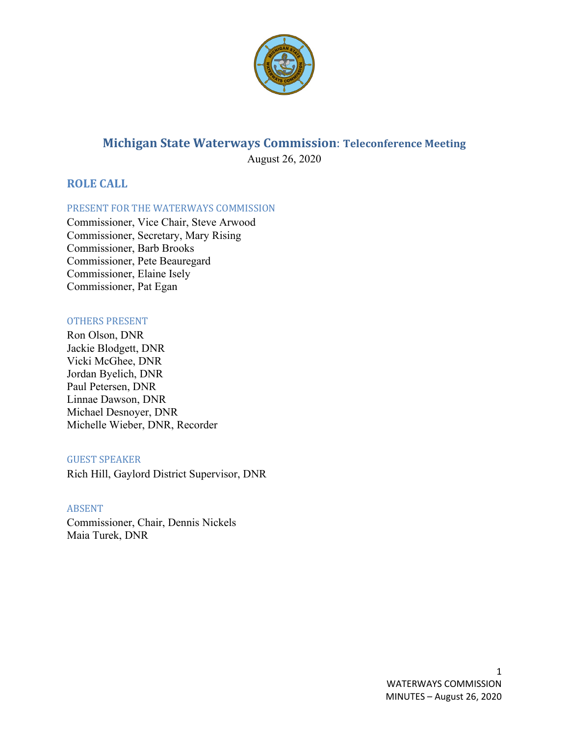# Michigan State Waterways Commission: Teleconference Meeting

August 26, 2020

## ROLE CALL

### PRESENT FOR THE WATERWAYS COMMISSION

Commissioner, Vice Chair, Steve Arwood
Commissioner, Secretary, Mary Rising
Commissioner, Barb Brooks
Commissioner, Pete Beauregard
Commissioner, Elaine Isely
Commissioner, Pat Egan

### OTHERS PRESENT

Ron Olson, DNR
Jackie Blodgett, DNR
Vicki McGhee, DNR
Jordan Byelich, DNR
Paul Petersen, DNR
Linnae Dawson, DNR
Michael Desnoyer, DNR
Michelle Wieber, DNR, Recorder

### GUEST SPEAKER

Rich Hill, Gaylord District Supervisor, DNR

### ABSENT

Commissioner, Chair, Dennis Nickels
Maia Turek, DNR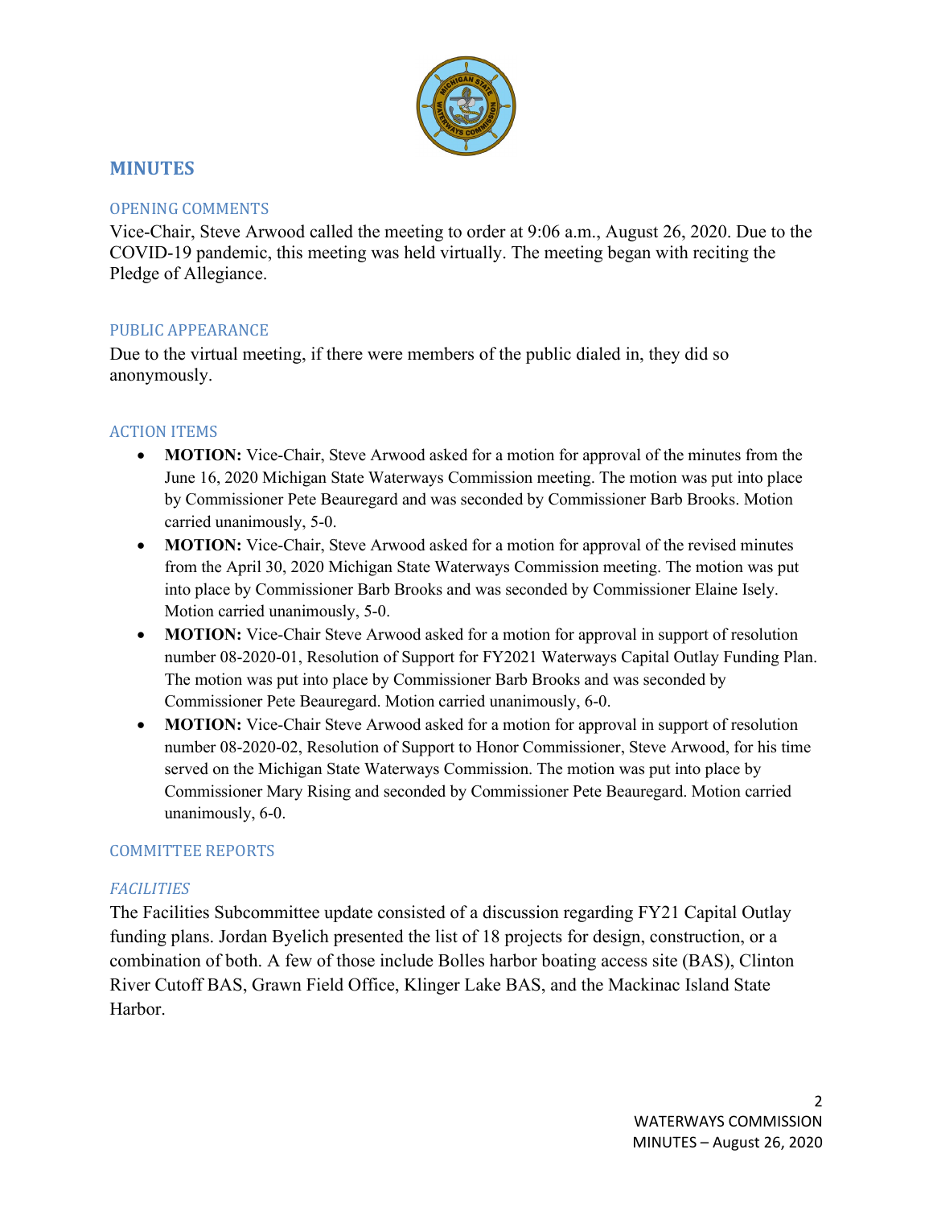## MINUTES

### OPENING COMMENTS

Vice-Chair, Steve Arwood called the meeting to order at 9:06 a.m., August 26, 2020. Due to the COVID-19 pandemic, this meeting was held virtually. The meeting began with reciting the Pledge of Allegiance.

### PUBLIC APPEARANCE

Due to the virtual meeting, if there were members of the public dialed in, they did so anonymously.

### ACTION ITEMS

- **MOTION:** Vice-Chair, Steve Arwood asked for a motion for approval of the minutes from the June 16, 2020 Michigan State Waterways Commission meeting. The motion was put into place by Commissioner Pete Beauregard and was seconded by Commissioner Barb Brooks. Motion carried unanimously, 5-0.
- **MOTION:** Vice-Chair, Steve Arwood asked for a motion for approval of the revised minutes from the April 30, 2020 Michigan State Waterways Commission meeting. The motion was put into place by Commissioner Barb Brooks and was seconded by Commissioner Elaine Isely. Motion carried unanimously, 5-0.
- **MOTION:** Vice-Chair Steve Arwood asked for a motion for approval in support of resolution number 08-2020-01, Resolution of Support for FY2021 Waterways Capital Outlay Funding Plan. The motion was put into place by Commissioner Barb Brooks and was seconded by Commissioner Pete Beauregard. Motion carried unanimously, 6-0.
- **MOTION:** Vice-Chair Steve Arwood asked for a motion for approval in support of resolution number 08-2020-02, Resolution of Support to Honor Commissioner, Steve Arwood, for his time served on the Michigan State Waterways Commission. The motion was put into place by Commissioner Mary Rising and seconded by Commissioner Pete Beauregard. Motion carried unanimously, 6-0.

### COMMITTEE REPORTS

#### *FACILITIES*

The Facilities Subcommittee update consisted of a discussion regarding FY21 Capital Outlay funding plans. Jordan Byelich presented the list of 18 projects for design, construction, or a combination of both. A few of those include Bolles harbor boating access site (BAS), Clinton River Cutoff BAS, Grawn Field Office, Klinger Lake BAS, and the Mackinac Island State Harbor.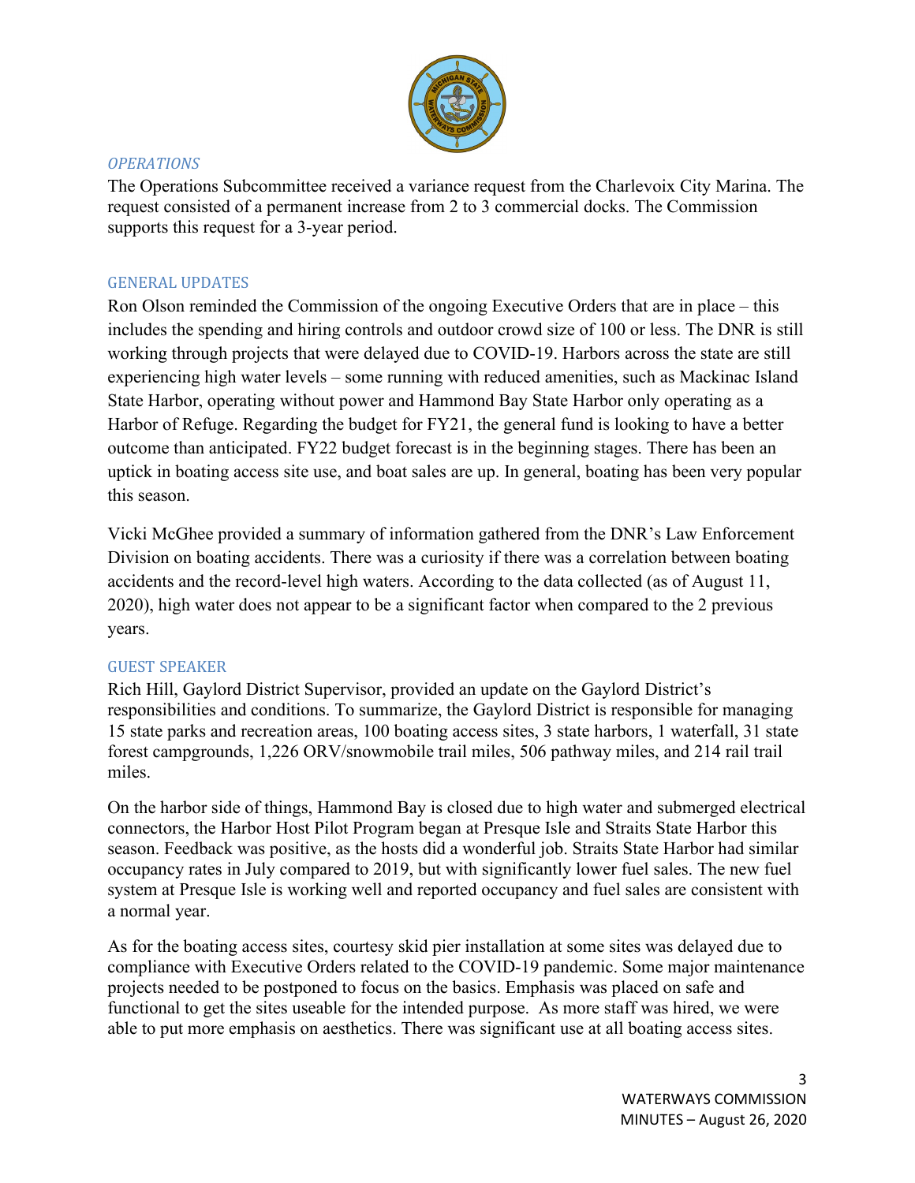*OPERATIONS*

The Operations Subcommittee received a variance request from the Charlevoix City Marina. The request consisted of a permanent increase from 2 to 3 commercial docks. The Commission supports this request for a 3-year period.

GENERAL UPDATES

Ron Olson reminded the Commission of the ongoing Executive Orders that are in place – this includes the spending and hiring controls and outdoor crowd size of 100 or less. The DNR is still working through projects that were delayed due to COVID-19. Harbors across the state are still experiencing high water levels – some running with reduced amenities, such as Mackinac Island State Harbor, operating without power and Hammond Bay State Harbor only operating as a Harbor of Refuge. Regarding the budget for FY21, the general fund is looking to have a better outcome than anticipated. FY22 budget forecast is in the beginning stages. There has been an uptick in boating access site use, and boat sales are up. In general, boating has been very popular this season.

Vicki McGhee provided a summary of information gathered from the DNR's Law Enforcement Division on boating accidents. There was a curiosity if there was a correlation between boating accidents and the record-level high waters. According to the data collected (as of August 11, 2020), high water does not appear to be a significant factor when compared to the 2 previous years.

GUEST SPEAKER

Rich Hill, Gaylord District Supervisor, provided an update on the Gaylord District's responsibilities and conditions. To summarize, the Gaylord District is responsible for managing 15 state parks and recreation areas, 100 boating access sites, 3 state harbors, 1 waterfall, 31 state forest campgrounds, 1,226 ORV/snowmobile trail miles, 506 pathway miles, and 214 rail trail miles.

On the harbor side of things, Hammond Bay is closed due to high water and submerged electrical connectors, the Harbor Host Pilot Program began at Presque Isle and Straits State Harbor this season. Feedback was positive, as the hosts did a wonderful job. Straits State Harbor had similar occupancy rates in July compared to 2019, but with significantly lower fuel sales. The new fuel system at Presque Isle is working well and reported occupancy and fuel sales are consistent with a normal year.

As for the boating access sites, courtesy skid pier installation at some sites was delayed due to compliance with Executive Orders related to the COVID-19 pandemic. Some major maintenance projects needed to be postponed to focus on the basics. Emphasis was placed on safe and functional to get the sites useable for the intended purpose. As more staff was hired, we were able to put more emphasis on aesthetics. There was significant use at all boating access sites.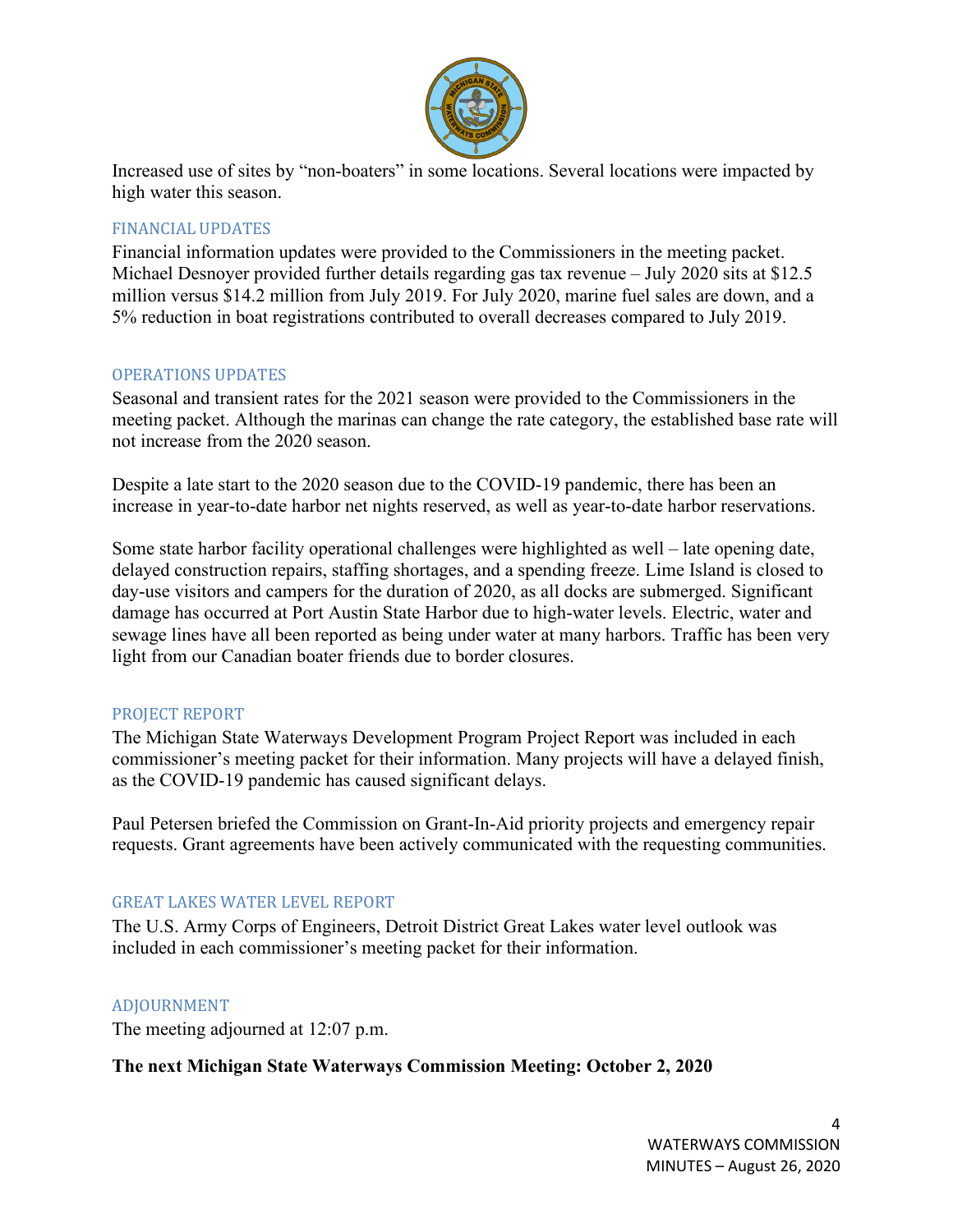Increased use of sites by "non-boaters" in some locations. Several locations were impacted by high water this season.

## FINANCIAL UPDATES

Financial information updates were provided to the Commissioners in the meeting packet. Michael Desnoyer provided further details regarding gas tax revenue – July 2020 sits at $12.5 million versus $14.2 million from July 2019. For July 2020, marine fuel sales are down, and a 5% reduction in boat registrations contributed to overall decreases compared to July 2019.

## OPERATIONS UPDATES

Seasonal and transient rates for the 2021 season were provided to the Commissioners in the meeting packet. Although the marinas can change the rate category, the established base rate will not increase from the 2020 season.

Despite a late start to the 2020 season due to the COVID-19 pandemic, there has been an increase in year-to-date harbor net nights reserved, as well as year-to-date harbor reservations.

Some state harbor facility operational challenges were highlighted as well – late opening date, delayed construction repairs, staffing shortages, and a spending freeze. Lime Island is closed to day-use visitors and campers for the duration of 2020, as all docks are submerged. Significant damage has occurred at Port Austin State Harbor due to high-water levels. Electric, water and sewage lines have all been reported as being under water at many harbors. Traffic has been very light from our Canadian boater friends due to border closures.

## PROJECT REPORT

The Michigan State Waterways Development Program Project Report was included in each commissioner's meeting packet for their information. Many projects will have a delayed finish, as the COVID-19 pandemic has caused significant delays.

Paul Petersen briefed the Commission on Grant-In-Aid priority projects and emergency repair requests. Grant agreements have been actively communicated with the requesting communities.

## GREAT LAKES WATER LEVEL REPORT

The U.S. Army Corps of Engineers, Detroit District Great Lakes water level outlook was included in each commissioner's meeting packet for their information.

## ADJOURNMENT

The meeting adjourned at 12:07 p.m.

**The next Michigan State Waterways Commission Meeting: October 2, 2020**